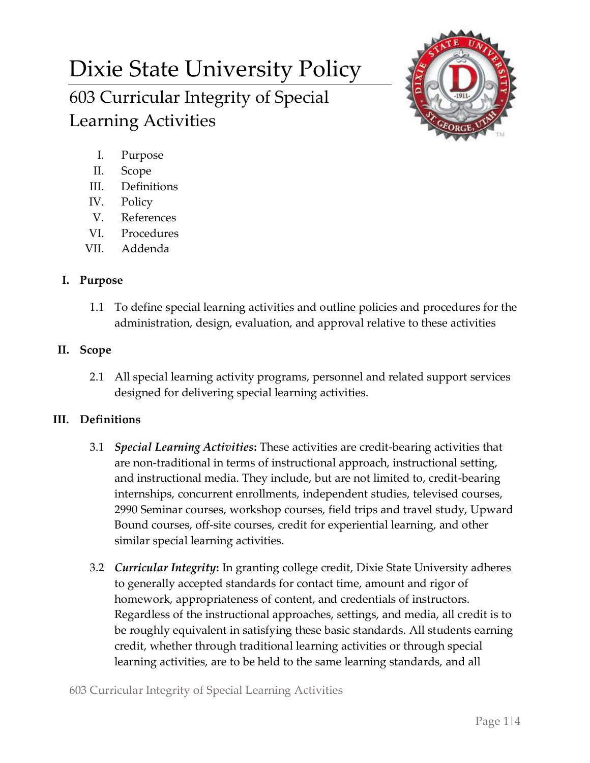# Dixie State University Policy

## 603 Curricular Integrity of Special Learning Activities

I. Purpose
II. Scope
III. Definitions
IV. Policy
V. References
VI. Procedures
VII. Addenda

### I. Purpose

1.1 To define special learning activities and outline policies and procedures for the administration, design, evaluation, and approval relative to these activities

### II. Scope

2.1 All special learning activity programs, personnel and related support services designed for delivering special learning activities.

### III. Definitions

3.1 ***Special Learning Activities*:** These activities are credit-bearing activities that are non-traditional in terms of instructional approach, instructional setting, and instructional media. They include, but are not limited to, credit-bearing internships, concurrent enrollments, independent studies, televised courses, 2990 Seminar courses, workshop courses, field trips and travel study, Upward Bound courses, off-site courses, credit for experiential learning, and other similar special learning activities.

3.2 ***Curricular Integrity*:** In granting college credit, Dixie State University adheres to generally accepted standards for contact time, amount and rigor of homework, appropriateness of content, and credentials of instructors. Regardless of the instructional approaches, settings, and media, all credit is to be roughly equivalent in satisfying these basic standards. All students earning credit, whether through traditional learning activities or through special learning activities, are to be held to the same learning standards, and all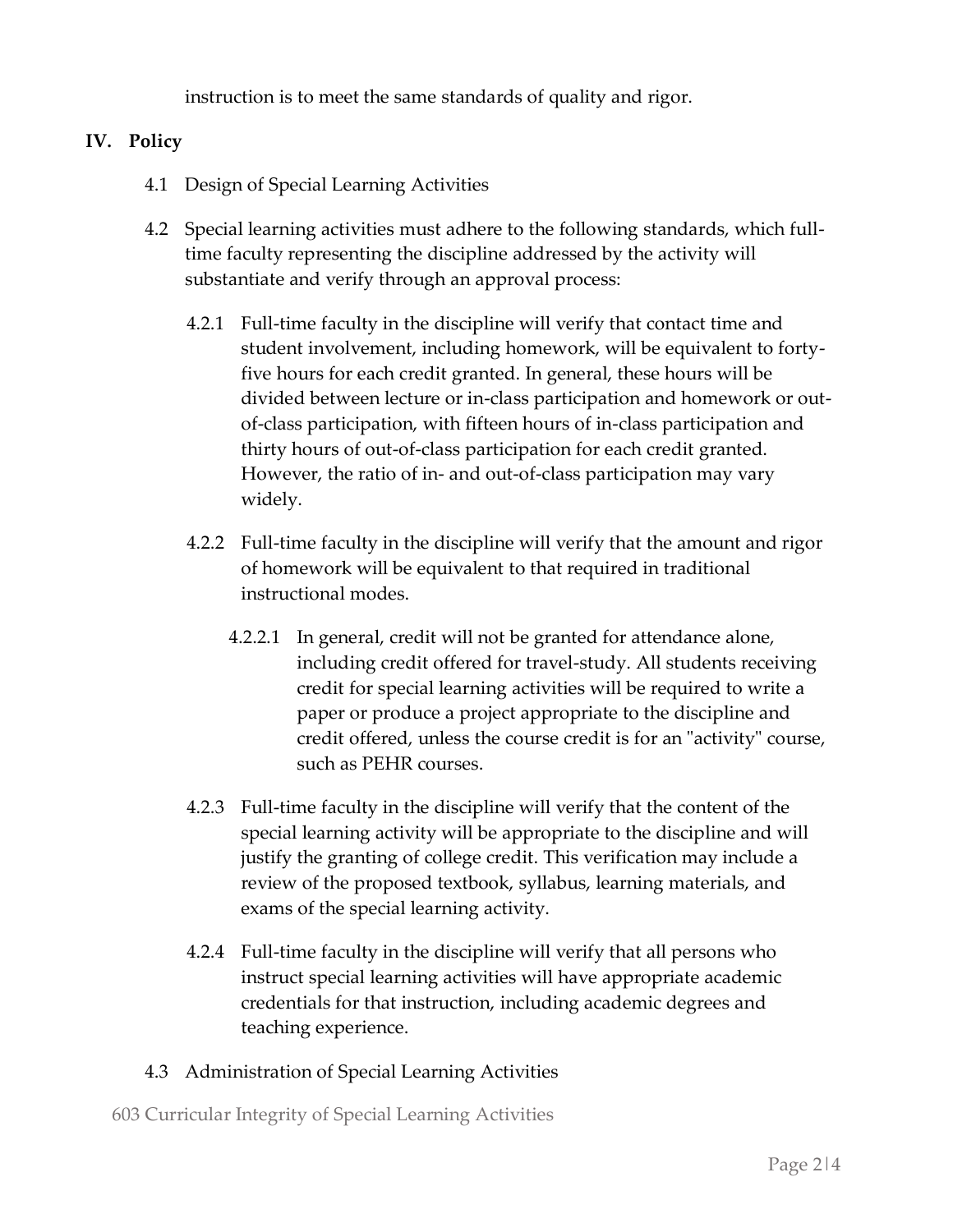instruction is to meet the same standards of quality and rigor.

## IV. Policy

4.1 Design of Special Learning Activities

4.2 Special learning activities must adhere to the following standards, which full-time faculty representing the discipline addressed by the activity will substantiate and verify through an approval process:

4.2.1 Full-time faculty in the discipline will verify that contact time and student involvement, including homework, will be equivalent to forty-five hours for each credit granted. In general, these hours will be divided between lecture or in-class participation and homework or out-of-class participation, with fifteen hours of in-class participation and thirty hours of out-of-class participation for each credit granted. However, the ratio of in- and out-of-class participation may vary widely.

4.2.2 Full-time faculty in the discipline will verify that the amount and rigor of homework will be equivalent to that required in traditional instructional modes.

4.2.2.1 In general, credit will not be granted for attendance alone, including credit offered for travel-study. All students receiving credit for special learning activities will be required to write a paper or produce a project appropriate to the discipline and credit offered, unless the course credit is for an "activity" course, such as PEHR courses.

4.2.3 Full-time faculty in the discipline will verify that the content of the special learning activity will be appropriate to the discipline and will justify the granting of college credit. This verification may include a review of the proposed textbook, syllabus, learning materials, and exams of the special learning activity.

4.2.4 Full-time faculty in the discipline will verify that all persons who instruct special learning activities will have appropriate academic credentials for that instruction, including academic degrees and teaching experience.

4.3 Administration of Special Learning Activities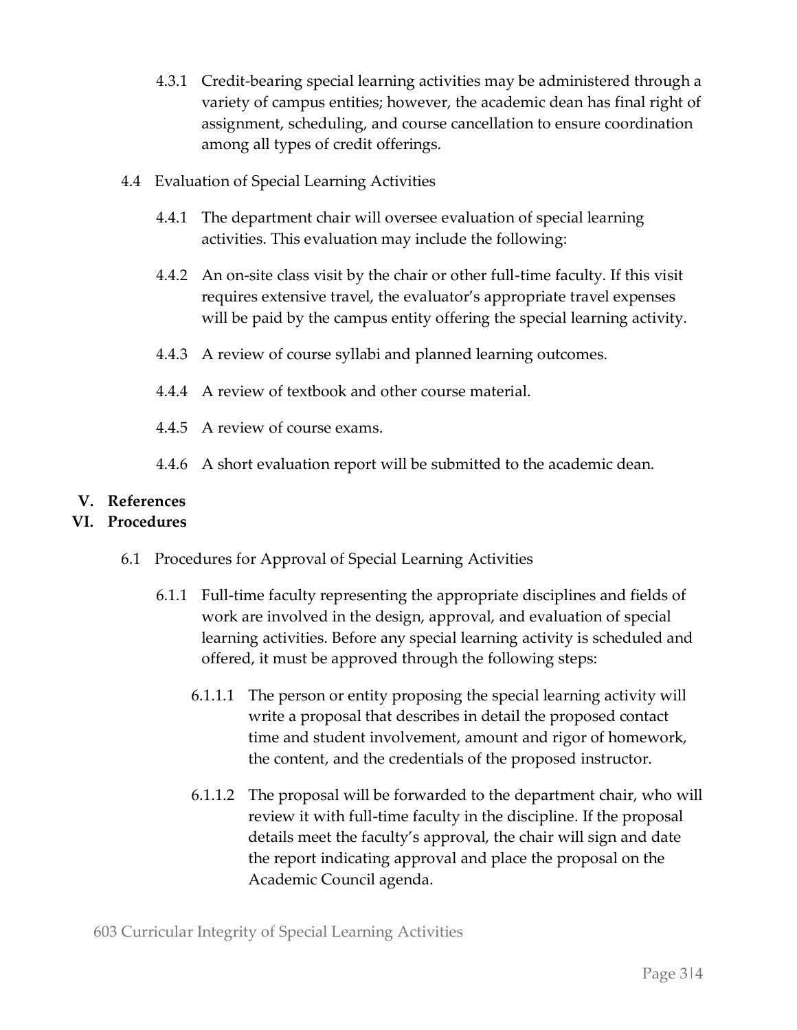4.3.1 Credit-bearing special learning activities may be administered through a variety of campus entities; however, the academic dean has final right of assignment, scheduling, and course cancellation to ensure coordination among all types of credit offerings.

4.4 Evaluation of Special Learning Activities

4.4.1 The department chair will oversee evaluation of special learning activities. This evaluation may include the following:

4.4.2 An on-site class visit by the chair or other full-time faculty. If this visit requires extensive travel, the evaluator's appropriate travel expenses will be paid by the campus entity offering the special learning activity.

4.4.3 A review of course syllabi and planned learning outcomes.

4.4.4 A review of textbook and other course material.

4.4.5 A review of course exams.

4.4.6 A short evaluation report will be submitted to the academic dean.

## V. References

## VI. Procedures

6.1 Procedures for Approval of Special Learning Activities

6.1.1 Full-time faculty representing the appropriate disciplines and fields of work are involved in the design, approval, and evaluation of special learning activities. Before any special learning activity is scheduled and offered, it must be approved through the following steps:

6.1.1.1 The person or entity proposing the special learning activity will write a proposal that describes in detail the proposed contact time and student involvement, amount and rigor of homework, the content, and the credentials of the proposed instructor.

6.1.1.2 The proposal will be forwarded to the department chair, who will review it with full-time faculty in the discipline. If the proposal details meet the faculty's approval, the chair will sign and date the report indicating approval and place the proposal on the Academic Council agenda.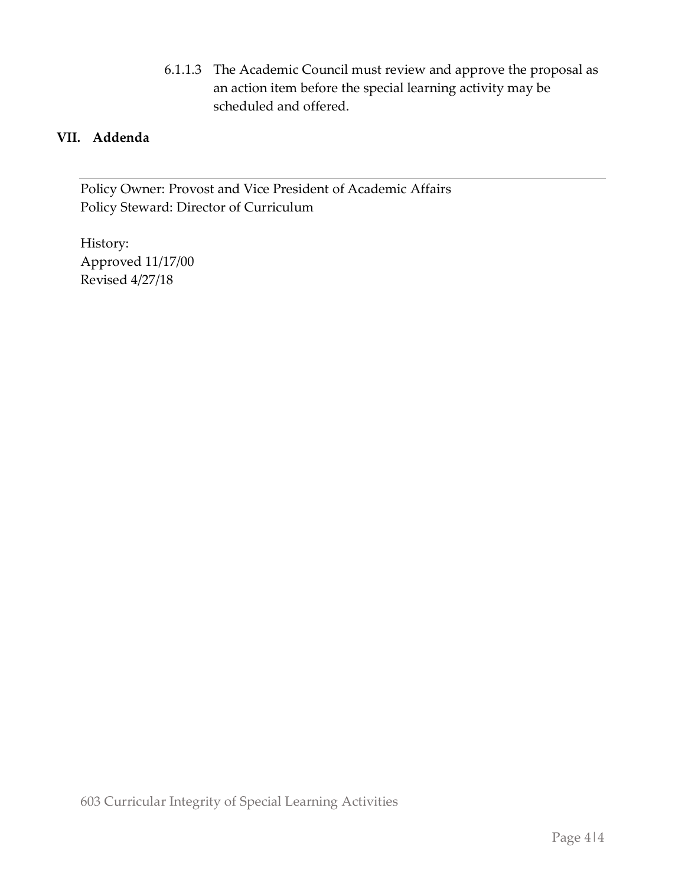6.1.1.3 The Academic Council must review and approve the proposal as an action item before the special learning activity may be scheduled and offered.

## VII. Addenda

---

Policy Owner: Provost and Vice President of Academic Affairs
Policy Steward: Director of Curriculum

History:
Approved 11/17/00
Revised 4/27/18